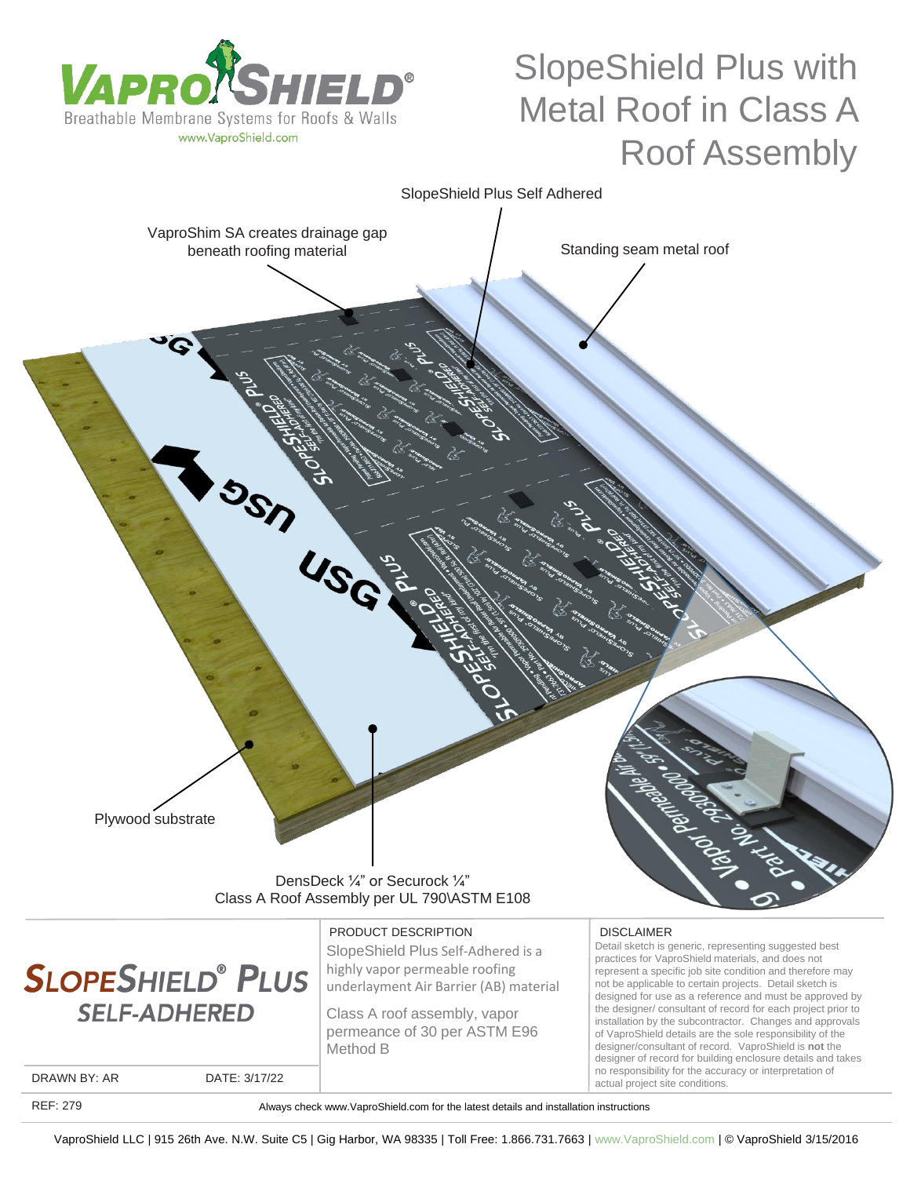# SlopeShield Plus with Metal Roof in Class A Roof Assembly

VaproShield — Breathable Membrane Systems for Roofs & Walls
www.VaproShield.com

SlopeShield Plus Self Adhered

VaproShim SA creates drainage gap beneath roofing material

Standing seam metal roof

Plywood substrate

DensDeck ¼" or Securock ¼"
Class A Roof Assembly per UL 790\ASTM E108

## SLOPESHIELD® PLUS SELF-ADHERED

DRAWN BY: AR | DATE: 3/17/22

### PRODUCT DESCRIPTION

SlopeShield Plus Self-Adhered is a highly vapor permeable roofing underlayment Air Barrier (AB) material

Class A roof assembly, vapor permeance of 30 per ASTM E96 Method B

### DISCLAIMER

Detail sketch is generic, representing suggested best practices for VaproShield materials, and does not represent a specific job site condition and therefore may not be applicable to certain projects. Detail sketch is designed for use as a reference and must be approved by the designer/ consultant of record for each project prior to installation by the subcontractor. Changes and approvals of VaproShield details are the sole responsibility of the designer/consultant of record. VaproShield is **not** the designer of record for building enclosure details and takes no responsibility for the accuracy or interpretation of actual project site conditions.

REF: 279

Always check www.VaproShield.com for the latest details and installation instructions

VaproShield LLC | 915 26th Ave. N.W. Suite C5 | Gig Harbor, WA 98335 | Toll Free: 1.866.731.7663 | www.VaproShield.com | © VaproShield 3/15/2016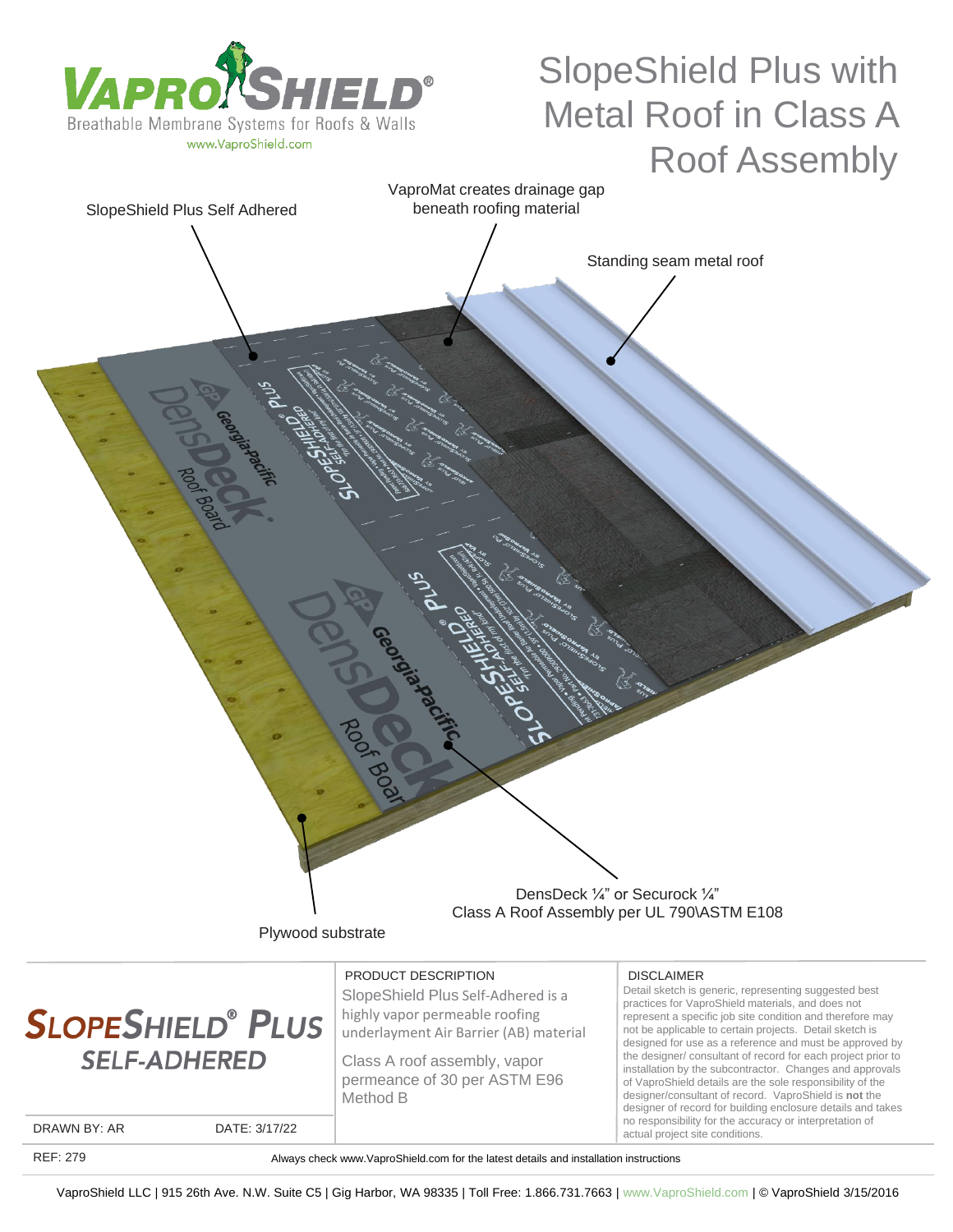# SlopeShield Plus with Metal Roof in Class A Roof Assembly

VaproShield® — Breathable Membrane Systems for Roofs & Walls
www.VaproShield.com

SlopeShield Plus Self Adhered

VaproMat creates drainage gap beneath roofing material

Standing seam metal roof

DensDeck ¼" or Securock ¼"
Class A Roof Assembly per UL 790\ASTM E108

Plywood substrate

**SLOPESHIELD® PLUS SELF-ADHERED**

PRODUCT DESCRIPTION

SlopeShield Plus Self-Adhered is a highly vapor permeable roofing underlayment Air Barrier (AB) material

Class A roof assembly, vapor permeance of 30 per ASTM E96 Method B

DISCLAIMER

Detail sketch is generic, representing suggested best practices for VaproShield materials, and does not represent a specific job site condition and therefore may not be applicable to certain projects. Detail sketch is designed for use as a reference and must be approved by the designer/ consultant of record for each project prior to installation by the subcontractor. Changes and approvals of VaproShield details are the sole responsibility of the designer/consultant of record. VaproShield is **not** the designer of record for building enclosure details and takes no responsibility for the accuracy or interpretation of actual project site conditions.

DRAWN BY: AR | DATE: 3/17/22

REF: 279

Always check www.VaproShield.com for the latest details and installation instructions

VaproShield LLC | 915 26th Ave. N.W. Suite C5 | Gig Harbor, WA 98335 | Toll Free: 1.866.731.7663 | www.VaproShield.com | © VaproShield 3/15/2016